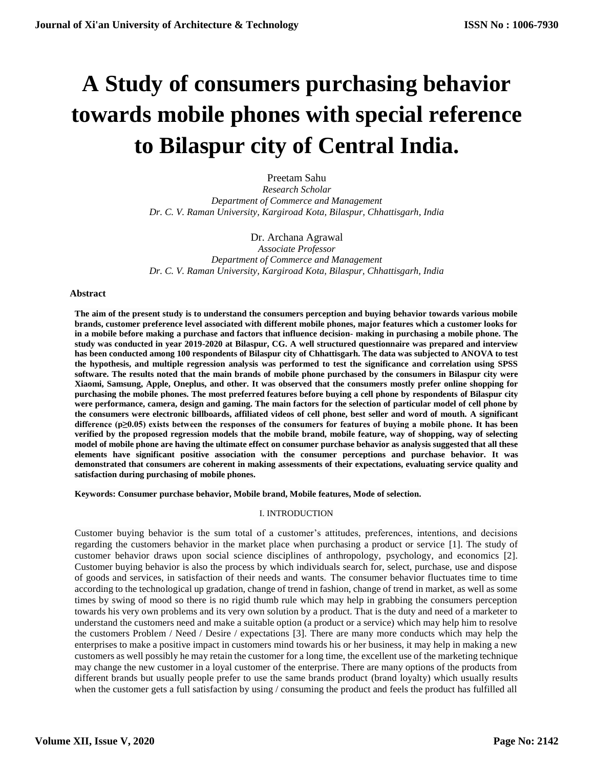# A Study of consumers purchasing behavior towards mobile phones with special reference to Bilaspur city of Central India.

Preetam Sahu
*Research Scholar*
*Department of Commerce and Management*
*Dr. C. V. Raman University, Kargiroad Kota, Bilaspur, Chhattisgarh, India*

Dr. Archana Agrawal
*Associate Professor*
*Department of Commerce and Management*
*Dr. C. V. Raman University, Kargiroad Kota, Bilaspur, Chhattisgarh, India*

### Abstract

**The aim of the present study is to understand the consumers perception and buying behavior towards various mobile brands, customer preference level associated with different mobile phones, major features which a customer looks for in a mobile before making a purchase and factors that influence decision- making in purchasing a mobile phone. The study was conducted in year 2019-2020 at Bilaspur, CG. A well structured questionnaire was prepared and interview has been conducted among 100 respondents of Bilaspur city of Chhattisgarh. The data was subjected to ANOVA to test the hypothesis, and multiple regression analysis was performed to test the significance and correlation using SPSS software. The results noted that the main brands of mobile phone purchased by the consumers in Bilaspur city were Xiaomi, Samsung, Apple, Oneplus, and other. It was observed that the consumers mostly prefer online shopping for purchasing the mobile phones. The most preferred features before buying a cell phone by respondents of Bilaspur city were performance, camera, design and gaming. The main factors for the selection of particular model of cell phone by the consumers were electronic billboards, affiliated videos of cell phone, best seller and word of mouth. A significant difference ($p \geq 0.05$) exists between the responses of the consumers for features of buying a mobile phone. It has been verified by the proposed regression models that the mobile brand, mobile feature, way of shopping, way of selecting model of mobile phone are having the ultimate effect on consumer purchase behavior as analysis suggested that all these elements have significant positive association with the consumer perceptions and purchase behavior. It was demonstrated that consumers are coherent in making assessments of their expectations, evaluating service quality and satisfaction during purchasing of mobile phones.**

**Keywords: Consumer purchase behavior, Mobile brand, Mobile features, Mode of selection.**

## I. INTRODUCTION

Customer buying behavior is the sum total of a customer's attitudes, preferences, intentions, and decisions regarding the customers behavior in the market place when purchasing a product or service [1]. The study of customer behavior draws upon social science disciplines of anthropology, psychology, and economics [2]. Customer buying behavior is also the process by which individuals search for, select, purchase, use and dispose of goods and services, in satisfaction of their needs and wants. The consumer behavior fluctuates time to time according to the technological up gradation, change of trend in fashion, change of trend in market, as well as some times by swing of mood so there is no rigid thumb rule which may help in grabbing the consumers perception towards his very own problems and its very own solution by a product. That is the duty and need of a marketer to understand the customers need and make a suitable option (a product or a service) which may help him to resolve the customers Problem / Need / Desire / expectations [3]. There are many more conducts which may help the enterprises to make a positive impact in customers mind towards his or her business, it may help in making a new customers as well possibly he may retain the customer for a long time, the excellent use of the marketing technique may change the new customer in a loyal customer of the enterprise. There are many options of the products from different brands but usually people prefer to use the same brands product (brand loyalty) which usually results when the customer gets a full satisfaction by using / consuming the product and feels the product has fulfilled all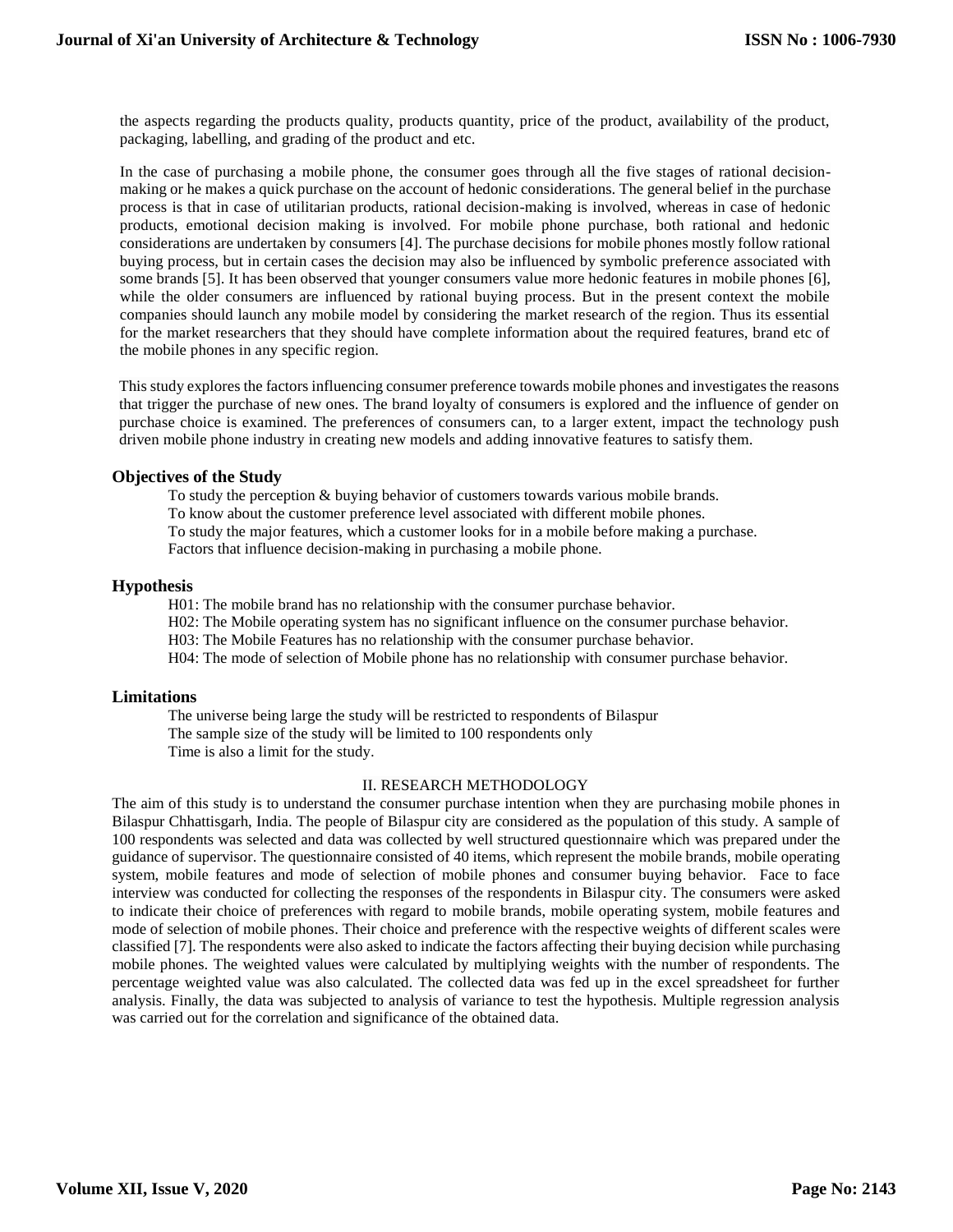the aspects regarding the products quality, products quantity, price of the product, availability of the product, packaging, labelling, and grading of the product and etc.

In the case of purchasing a mobile phone, the consumer goes through all the five stages of rational decision-making or he makes a quick purchase on the account of hedonic considerations. The general belief in the purchase process is that in case of utilitarian products, rational decision-making is involved, whereas in case of hedonic products, emotional decision making is involved. For mobile phone purchase, both rational and hedonic considerations are undertaken by consumers [4]. The purchase decisions for mobile phones mostly follow rational buying process, but in certain cases the decision may also be influenced by symbolic preference associated with some brands [5]. It has been observed that younger consumers value more hedonic features in mobile phones [6], while the older consumers are influenced by rational buying process. But in the present context the mobile companies should launch any mobile model by considering the market research of the region. Thus its essential for the market researchers that they should have complete information about the required features, brand etc of the mobile phones in any specific region.

This study explores the factors influencing consumer preference towards mobile phones and investigates the reasons that trigger the purchase of new ones. The brand loyalty of consumers is explored and the influence of gender on purchase choice is examined. The preferences of consumers can, to a larger extent, impact the technology push driven mobile phone industry in creating new models and adding innovative features to satisfy them.

## Objectives of the Study

To study the perception & buying behavior of customers towards various mobile brands.
To know about the customer preference level associated with different mobile phones.
To study the major features, which a customer looks for in a mobile before making a purchase.
Factors that influence decision-making in purchasing a mobile phone.

## Hypothesis

H01: The mobile brand has no relationship with the consumer purchase behavior.
H02: The Mobile operating system has no significant influence on the consumer purchase behavior.
H03: The Mobile Features has no relationship with the consumer purchase behavior.
H04: The mode of selection of Mobile phone has no relationship with consumer purchase behavior.

## Limitations

The universe being large the study will be restricted to respondents of Bilaspur
The sample size of the study will be limited to 100 respondents only
Time is also a limit for the study.

## II. RESEARCH METHODOLOGY

The aim of this study is to understand the consumer purchase intention when they are purchasing mobile phones in Bilaspur Chhattisgarh, India. The people of Bilaspur city are considered as the population of this study. A sample of 100 respondents was selected and data was collected by well structured questionnaire which was prepared under the guidance of supervisor. The questionnaire consisted of 40 items, which represent the mobile brands, mobile operating system, mobile features and mode of selection of mobile phones and consumer buying behavior. Face to face interview was conducted for collecting the responses of the respondents in Bilaspur city. The consumers were asked to indicate their choice of preferences with regard to mobile brands, mobile operating system, mobile features and mode of selection of mobile phones. Their choice and preference with the respective weights of different scales were classified [7]. The respondents were also asked to indicate the factors affecting their buying decision while purchasing mobile phones. The weighted values were calculated by multiplying weights with the number of respondents. The percentage weighted value was also calculated. The collected data was fed up in the excel spreadsheet for further analysis. Finally, the data was subjected to analysis of variance to test the hypothesis. Multiple regression analysis was carried out for the correlation and significance of the obtained data.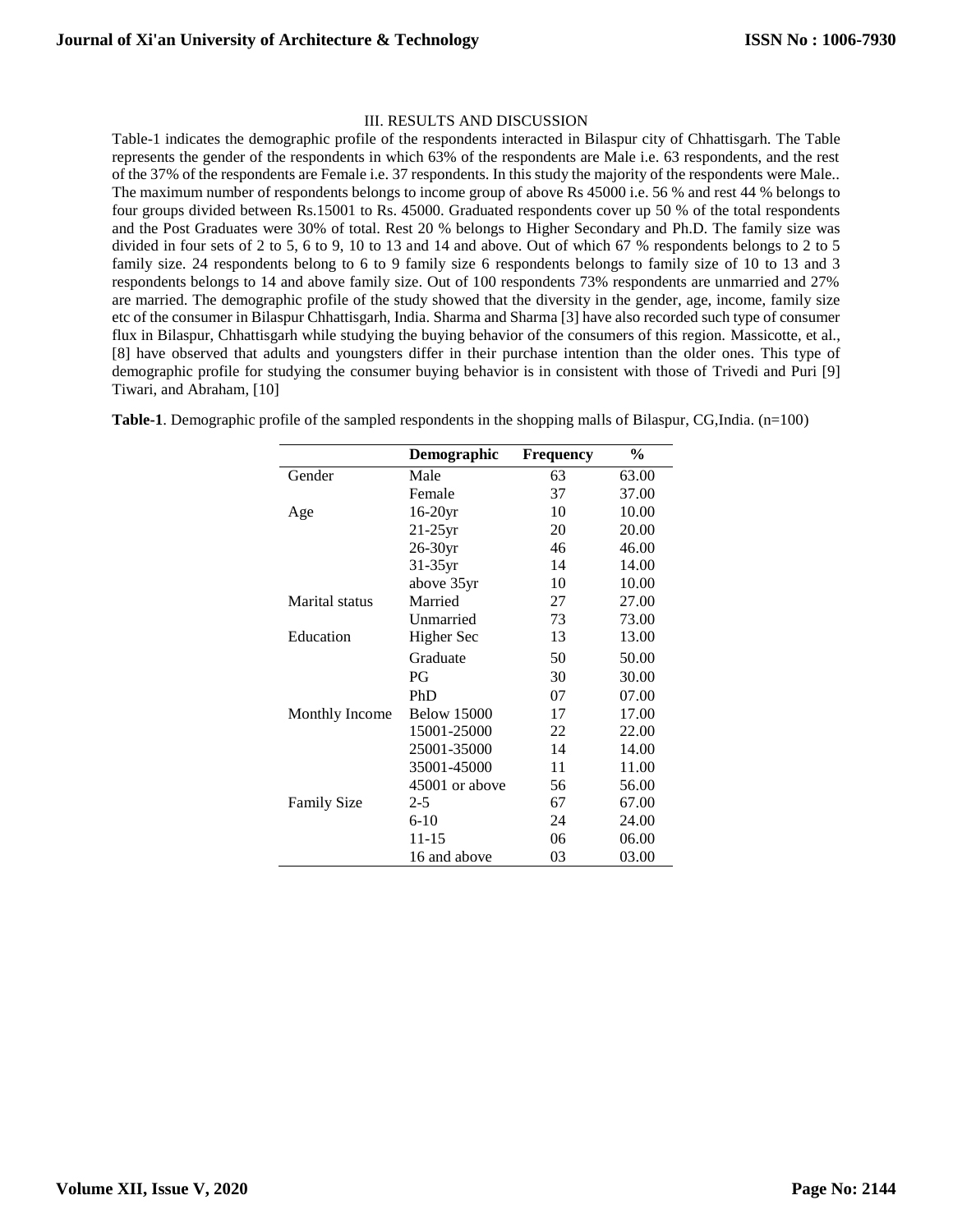## III. RESULTS AND DISCUSSION

Table-1 indicates the demographic profile of the respondents interacted in Bilaspur city of Chhattisgarh. The Table represents the gender of the respondents in which 63% of the respondents are Male i.e. 63 respondents, and the rest of the 37% of the respondents are Female i.e. 37 respondents. In this study the majority of the respondents were Male.. The maximum number of respondents belongs to income group of above Rs 45000 i.e. 56 % and rest 44 % belongs to four groups divided between Rs.15001 to Rs. 45000. Graduated respondents cover up 50 % of the total respondents and the Post Graduates were 30% of total. Rest 20 % belongs to Higher Secondary and Ph.D. The family size was divided in four sets of 2 to 5, 6 to 9, 10 to 13 and 14 and above. Out of which 67 % respondents belongs to 2 to 5 family size. 24 respondents belong to 6 to 9 family size 6 respondents belongs to family size of 10 to 13 and 3 respondents belongs to 14 and above family size. Out of 100 respondents 73% respondents are unmarried and 27% are married. The demographic profile of the study showed that the diversity in the gender, age, income, family size etc of the consumer in Bilaspur Chhattisgarh, India. Sharma and Sharma [3] have also recorded such type of consumer flux in Bilaspur, Chhattisgarh while studying the buying behavior of the consumers of this region. Massicotte, et al., [8] have observed that adults and youngsters differ in their purchase intention than the older ones. This type of demographic profile for studying the consumer buying behavior is in consistent with those of Trivedi and Puri [9] Tiwari, and Abraham, [10]

**Table-1**. Demographic profile of the sampled respondents in the shopping malls of Bilaspur, CG,India. (n=100)

| | Demographic | Frequency | % |
|---|---|---|---|
| Gender | Male | 63 | 63.00 |
| | Female | 37 | 37.00 |
| Age | 16-20yr | 10 | 10.00 |
| | 21-25yr | 20 | 20.00 |
| | 26-30yr | 46 | 46.00 |
| | 31-35yr | 14 | 14.00 |
| | above 35yr | 10 | 10.00 |
| Marital status | Married | 27 | 27.00 |
| | Unmarried | 73 | 73.00 |
| Education | Higher Sec | 13 | 13.00 |
| | Graduate | 50 | 50.00 |
| | PG | 30 | 30.00 |
| | PhD | 07 | 07.00 |
| Monthly Income | Below 15000 | 17 | 17.00 |
| | 15001-25000 | 22 | 22.00 |
| | 25001-35000 | 14 | 14.00 |
| | 35001-45000 | 11 | 11.00 |
| | 45001 or above | 56 | 56.00 |
| Family Size | 2-5 | 67 | 67.00 |
| | 6-10 | 24 | 24.00 |
| | 11-15 | 06 | 06.00 |
| | 16 and above | 03 | 03.00 |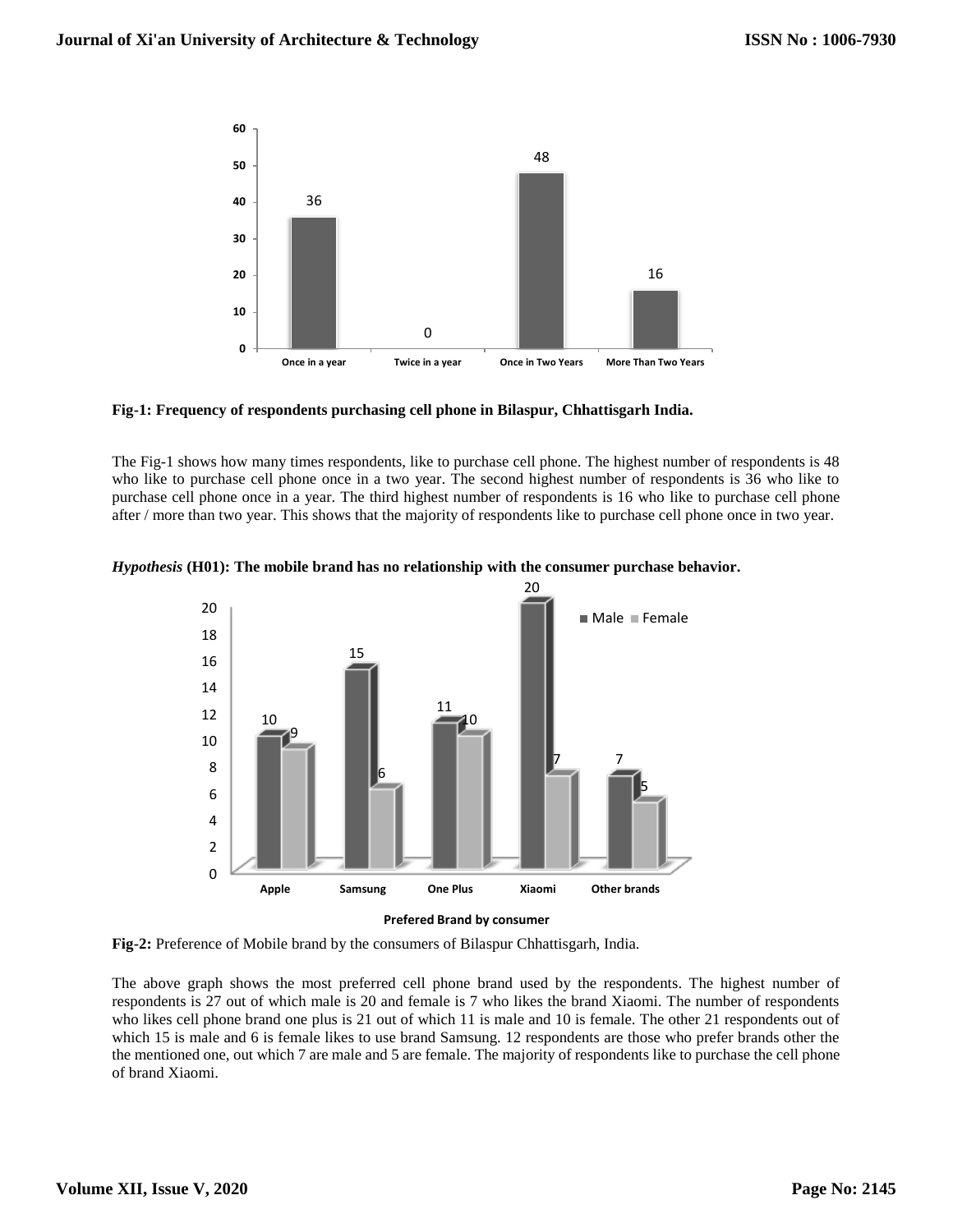Fig-1: Frequency of respondents purchasing cell phone in Bilaspur, Chhattisgarh India.

**Fig-1: Frequency of respondents purchasing cell phone in Bilaspur, Chhattisgarh India.**

The Fig-1 shows how many times respondents, like to purchase cell phone. The highest number of respondents is 48 who like to purchase cell phone once in a two year. The second highest number of respondents is 36 who like to purchase cell phone once in a year. The third highest number of respondents is 16 who like to purchase cell phone after / more than two year. This shows that the majority of respondents like to purchase cell phone once in two year.

***Hypothesis* (H01): The mobile brand has no relationship with the consumer purchase behavior.**

**Fig-2:** Preference of Mobile brand by the consumers of Bilaspur Chhattisgarh, India.

The above graph shows the most preferred cell phone brand used by the respondents. The highest number of respondents is 27 out of which male is 20 and female is 7 who likes the brand Xiaomi. The number of respondents who likes cell phone brand one plus is 21 out of which 11 is male and 10 is female. The other 21 respondents out of which 15 is male and 6 is female likes to use brand Samsung. 12 respondents are those who prefer brands other the the mentioned one, out which 7 are male and 5 are female. The majority of respondents like to purchase the cell phone of brand Xiaomi.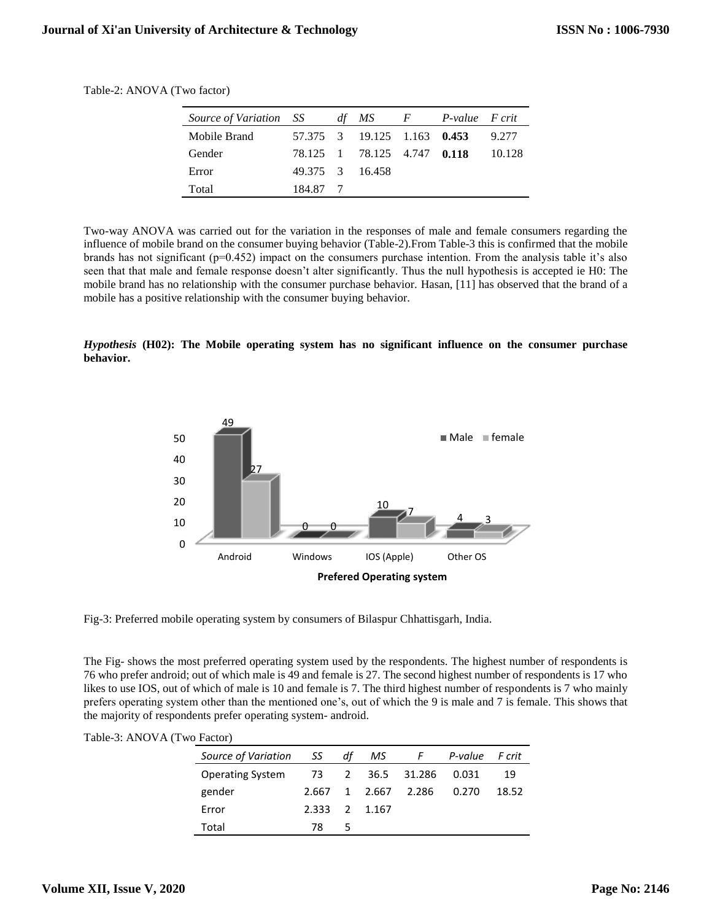Table-2: ANOVA (Two factor)

| *Source of Variation* | *SS* | *df* | *MS* | *F* | *P-value* | *F crit* |
|---|---|---|---|---|---|---|
| Mobile Brand | 57.375 | 3 | 19.125 | 1.163 | **0.453** | 9.277 |
| Gender | 78.125 | 1 | 78.125 | 4.747 | **0.118** | 10.128 |
| Error | 49.375 | 3 | 16.458 | | | |
| Total | 184.87 | 7 | | | | |

Two-way ANOVA was carried out for the variation in the responses of male and female consumers regarding the influence of mobile brand on the consumer buying behavior (Table-2).From Table-3 this is confirmed that the mobile brands has not significant (p=0.452) impact on the consumers purchase intention. From the analysis table it's also seen that that male and female response doesn't alter significantly. Thus the null hypothesis is accepted ie H0: The mobile brand has no relationship with the consumer purchase behavior. Hasan, [11] has observed that the brand of a mobile has a positive relationship with the consumer buying behavior.

***Hypothesis* (H02): The Mobile operating system has no significant influence on the consumer purchase behavior.**

Fig-3: Preferred mobile operating system by consumers of Bilaspur Chhattisgarh, India.

The Fig- shows the most preferred operating system used by the respondents. The highest number of respondents is 76 who prefer android; out of which male is 49 and female is 27. The second highest number of respondents is 17 who likes to use IOS, out of which of male is 10 and female is 7. The third highest number of respondents is 7 who mainly prefers operating system other than the mentioned one's, out of which the 9 is male and 7 is female. This shows that the majority of respondents prefer operating system- android.

Table-3: ANOVA (Two Factor)

| *Source of Variation* | *SS* | *df* | *MS* | *F* | *P-value* | *F crit* |
|---|---|---|---|---|---|---|
| Operating System | 73 | 2 | 36.5 | 31.286 | 0.031 | 19 |
| gender | 2.667 | 1 | 2.667 | 2.286 | 0.270 | 18.52 |
| Error | 2.333 | 2 | 1.167 | | | |
| Total | 78 | 5 | | | | |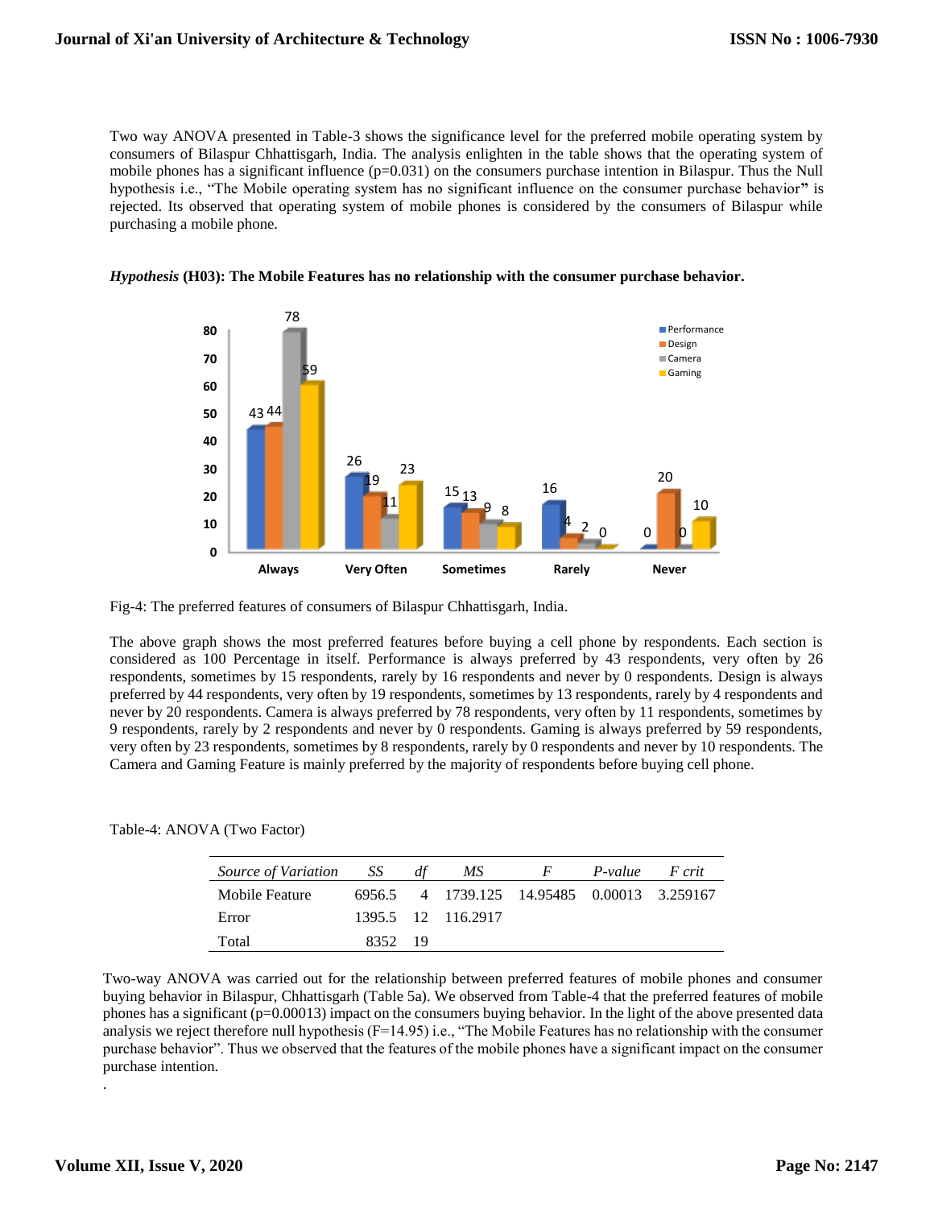Two way ANOVA presented in Table-3 shows the significance level for the preferred mobile operating system by consumers of Bilaspur Chhattisgarh, India. The analysis enlighten in the table shows that the operating system of mobile phones has a significant influence (p=0.031) on the consumers purchase intention in Bilaspur. Thus the Null hypothesis i.e., "The Mobile operating system has no significant influence on the consumer purchase behavior" is rejected. Its observed that operating system of mobile phones is considered by the consumers of Bilaspur while purchasing a mobile phone.

***Hypothesis* (H03): The Mobile Features has no relationship with the consumer purchase behavior.**

Fig-4: The preferred features of consumers of Bilaspur Chhattisgarh, India.

The above graph shows the most preferred features before buying a cell phone by respondents. Each section is considered as 100 Percentage in itself. Performance is always preferred by 43 respondents, very often by 26 respondents, sometimes by 15 respondents, rarely by 16 respondents and never by 0 respondents. Design is always preferred by 44 respondents, very often by 19 respondents, sometimes by 13 respondents, rarely by 4 respondents and never by 20 respondents. Camera is always preferred by 78 respondents, very often by 11 respondents, sometimes by 9 respondents, rarely by 2 respondents and never by 0 respondents. Gaming is always preferred by 59 respondents, very often by 23 respondents, sometimes by 8 respondents, rarely by 0 respondents and never by 10 respondents. The Camera and Gaming Feature is mainly preferred by the majority of respondents before buying cell phone.

Table-4: ANOVA (Two Factor)

| *Source of Variation* | *SS* | *df* | *MS* | *F* | *P-value* | *F crit* |
|---|---|---|---|---|---|---|
| Mobile Feature | 6956.5 | 4 | 1739.125 | 14.95485 | 0.00013 | 3.259167 |
| Error | 1395.5 | 12 | 116.2917 | | | |
| Total | 8352 | 19 | | | | |

Two-way ANOVA was carried out for the relationship between preferred features of mobile phones and consumer buying behavior in Bilaspur, Chhattisgarh (Table 5a). We observed from Table-4 that the preferred features of mobile phones has a significant (p=0.00013) impact on the consumers buying behavior. In the light of the above presented data analysis we reject therefore null hypothesis (F=14.95) i.e., "The Mobile Features has no relationship with the consumer purchase behavior". Thus we observed that the features of the mobile phones have a significant impact on the consumer purchase intention.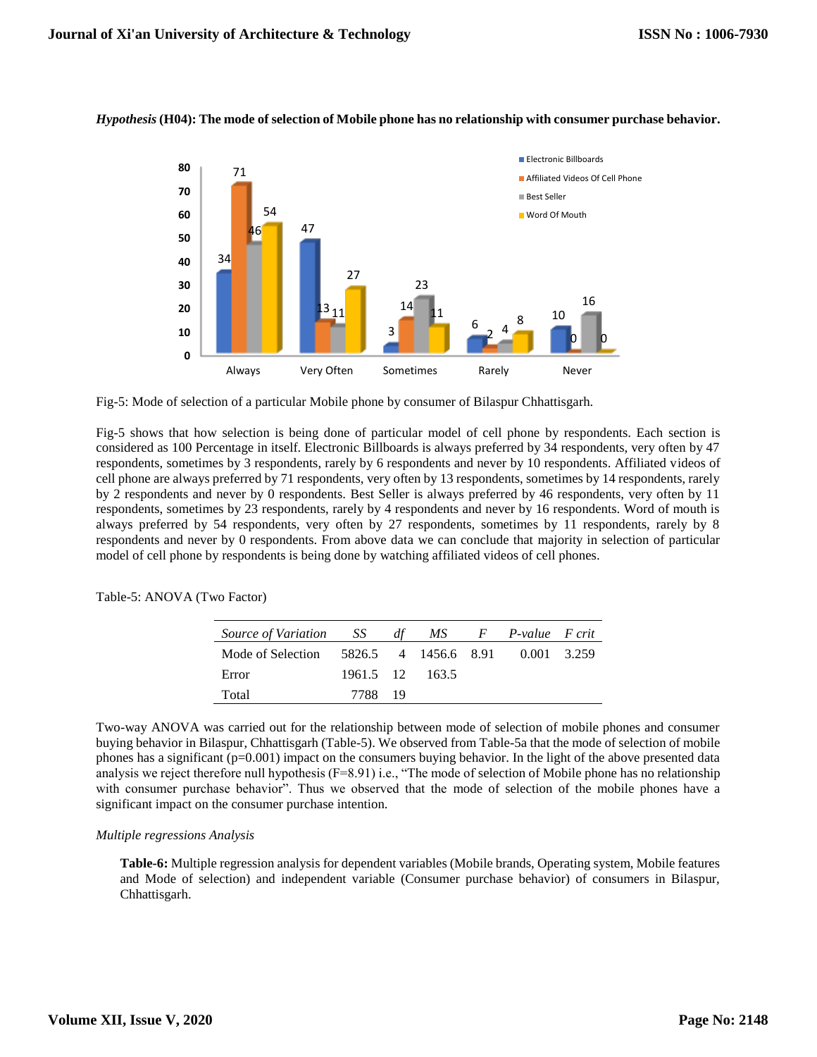*Hypothesis* **(H04): The mode of selection of Mobile phone has no relationship with consumer purchase behavior.**

Fig-5: Mode of selection of a particular Mobile phone by consumer of Bilaspur Chhattisgarh.

Fig-5 shows that how selection is being done of particular model of cell phone by respondents. Each section is considered as 100 Percentage in itself. Electronic Billboards is always preferred by 34 respondents, very often by 47 respondents, sometimes by 3 respondents, rarely by 6 respondents and never by 10 respondents. Affiliated videos of cell phone are always preferred by 71 respondents, very often by 13 respondents, sometimes by 14 respondents, rarely by 2 respondents and never by 0 respondents. Best Seller is always preferred by 46 respondents, very often by 11 respondents, sometimes by 23 respondents, rarely by 4 respondents and never by 16 respondents. Word of mouth is always preferred by 54 respondents, very often by 27 respondents, sometimes by 11 respondents, rarely by 8 respondents and never by 0 respondents. From above data we can conclude that majority in selection of particular model of cell phone by respondents is being done by watching affiliated videos of cell phones.

Table-5: ANOVA (Two Factor)

| *Source of Variation* | *SS* | *df* | *MS* | *F* | *P-value* | *F crit* |
|---|---|---|---|---|---|---|
| Mode of Selection | 5826.5 | 4 | 1456.6 | 8.91 | 0.001 | 3.259 |
| Error | 1961.5 | 12 | 163.5 | | | |
| Total | 7788 | 19 | | | | |

Two-way ANOVA was carried out for the relationship between mode of selection of mobile phones and consumer buying behavior in Bilaspur, Chhattisgarh (Table-5). We observed from Table-5a that the mode of selection of mobile phones has a significant (p=0.001) impact on the consumers buying behavior. In the light of the above presented data analysis we reject therefore null hypothesis (F=8.91) i.e., "The mode of selection of Mobile phone has no relationship with consumer purchase behavior". Thus we observed that the mode of selection of the mobile phones have a significant impact on the consumer purchase intention.

*Multiple regressions Analysis*

**Table-6:** Multiple regression analysis for dependent variables (Mobile brands, Operating system, Mobile features and Mode of selection) and independent variable (Consumer purchase behavior) of consumers in Bilaspur, Chhattisgarh.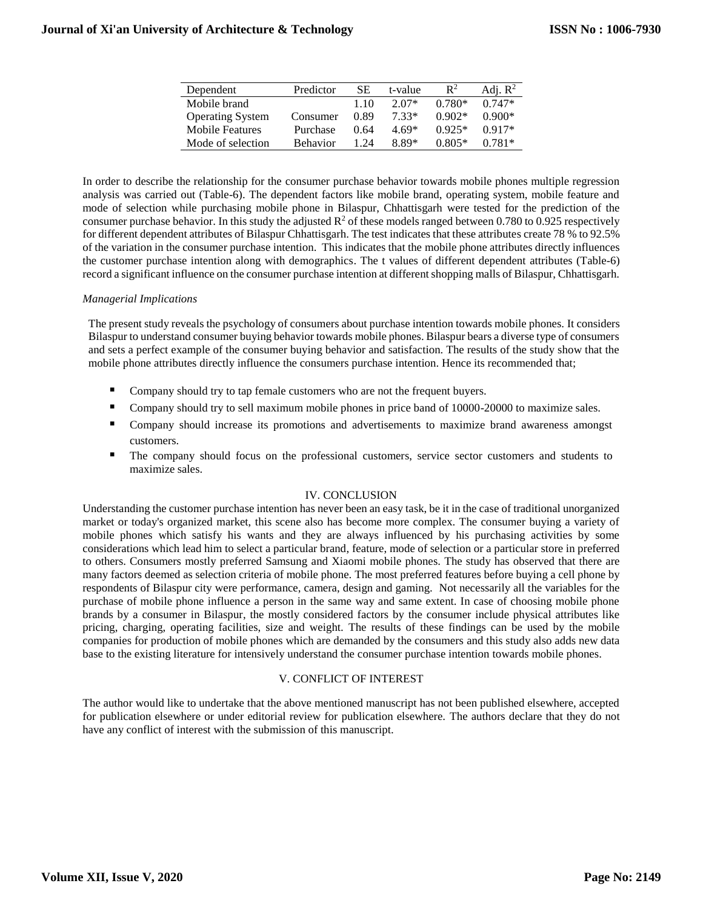| Dependent | Predictor | SE | t-value | $R^2$ | Adj. $R^2$ |
|---|---|---|---|---|---|
| Mobile brand | | 1.10 | 2.07* | 0.780* | 0.747* |
| Operating System | Consumer | 0.89 | 7.33* | 0.902* | 0.900* |
| Mobile Features | Purchase | 0.64 | 4.69* | 0.925* | 0.917* |
| Mode of selection | Behavior | 1.24 | 8.89* | 0.805* | 0.781* |

In order to describe the relationship for the consumer purchase behavior towards mobile phones multiple regression analysis was carried out (Table-6). The dependent factors like mobile brand, operating system, mobile feature and mode of selection while purchasing mobile phone in Bilaspur, Chhattisgarh were tested for the prediction of the consumer purchase behavior. In this study the adjusted $R^2$ of these models ranged between 0.780 to 0.925 respectively for different dependent attributes of Bilaspur Chhattisgarh. The test indicates that these attributes create 78 % to 92.5% of the variation in the consumer purchase intention. This indicates that the mobile phone attributes directly influences the customer purchase intention along with demographics. The t values of different dependent attributes (Table-6) record a significant influence on the consumer purchase intention at different shopping malls of Bilaspur, Chhattisgarh.

*Managerial Implications*

The present study reveals the psychology of consumers about purchase intention towards mobile phones. It considers Bilaspur to understand consumer buying behavior towards mobile phones. Bilaspur bears a diverse type of consumers and sets a perfect example of the consumer buying behavior and satisfaction. The results of the study show that the mobile phone attributes directly influence the consumers purchase intention. Hence its recommended that;

- Company should try to tap female customers who are not the frequent buyers.
- Company should try to sell maximum mobile phones in price band of 10000-20000 to maximize sales.
- Company should increase its promotions and advertisements to maximize brand awareness amongst customers.
- The company should focus on the professional customers, service sector customers and students to maximize sales.

## IV. CONCLUSION

Understanding the customer purchase intention has never been an easy task, be it in the case of traditional unorganized market or today's organized market, this scene also has become more complex. The consumer buying a variety of mobile phones which satisfy his wants and they are always influenced by his purchasing activities by some considerations which lead him to select a particular brand, feature, mode of selection or a particular store in preferred to others. Consumers mostly preferred Samsung and Xiaomi mobile phones. The study has observed that there are many factors deemed as selection criteria of mobile phone. The most preferred features before buying a cell phone by respondents of Bilaspur city were performance, camera, design and gaming. Not necessarily all the variables for the purchase of mobile phone influence a person in the same way and same extent. In case of choosing mobile phone brands by a consumer in Bilaspur, the mostly considered factors by the consumer include physical attributes like pricing, charging, operating facilities, size and weight. The results of these findings can be used by the mobile companies for production of mobile phones which are demanded by the consumers and this study also adds new data base to the existing literature for intensively understand the consumer purchase intention towards mobile phones.

## V. CONFLICT OF INTEREST

The author would like to undertake that the above mentioned manuscript has not been published elsewhere, accepted for publication elsewhere or under editorial review for publication elsewhere. The authors declare that they do not have any conflict of interest with the submission of this manuscript.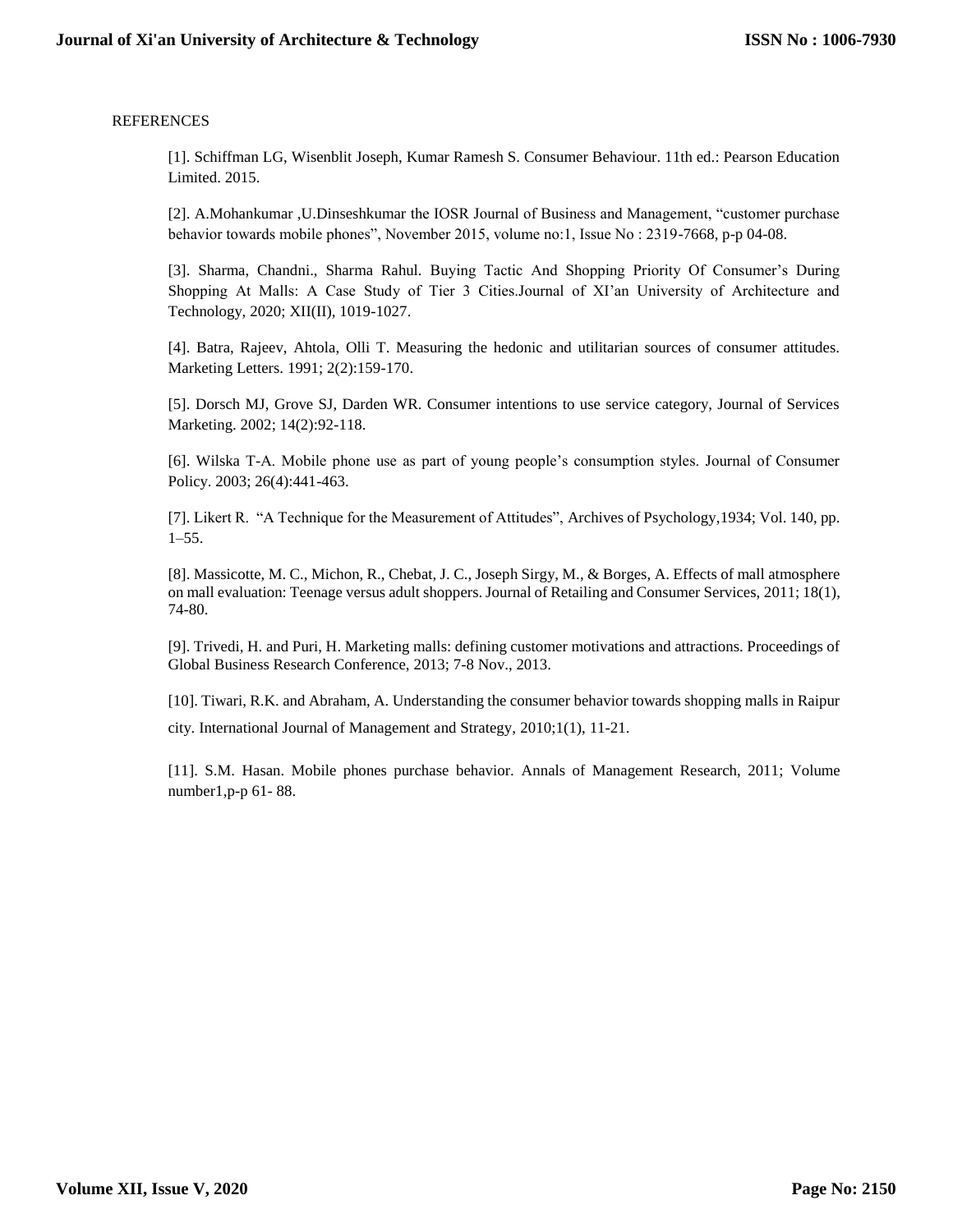REFERENCES

[1]. Schiffman LG, Wisenblit Joseph, Kumar Ramesh S. Consumer Behaviour. 11th ed.: Pearson Education Limited. 2015.

[2]. A.Mohankumar ,U.Dinseshkumar the IOSR Journal of Business and Management, “customer purchase behavior towards mobile phones”, November 2015, volume no:1, Issue No : 2319-7668, p-p 04-08.

[3]. Sharma, Chandni., Sharma Rahul. Buying Tactic And Shopping Priority Of Consumer’s During Shopping At Malls: A Case Study of Tier 3 Cities.Journal of XI’an University of Architecture and Technology, 2020; XII(II), 1019-1027.

[4]. Batra, Rajeev, Ahtola, Olli T. Measuring the hedonic and utilitarian sources of consumer attitudes. Marketing Letters. 1991; 2(2):159-170.

[5]. Dorsch MJ, Grove SJ, Darden WR. Consumer intentions to use service category, Journal of Services Marketing. 2002; 14(2):92-118.

[6]. Wilska T-A. Mobile phone use as part of young people’s consumption styles. Journal of Consumer Policy. 2003; 26(4):441-463.

[7]. Likert R. “A Technique for the Measurement of Attitudes”, Archives of Psychology,1934; Vol. 140, pp. 1–55.

[8]. Massicotte, M. C., Michon, R., Chebat, J. C., Joseph Sirgy, M., & Borges, A. Effects of mall atmosphere on mall evaluation: Teenage versus adult shoppers. Journal of Retailing and Consumer Services, 2011; 18(1), 74-80.

[9]. Trivedi, H. and Puri, H. Marketing malls: defining customer motivations and attractions. Proceedings of Global Business Research Conference, 2013; 7-8 Nov., 2013.

[10]. Tiwari, R.K. and Abraham, A. Understanding the consumer behavior towards shopping malls in Raipur city. International Journal of Management and Strategy, 2010;1(1), 11-21.

[11]. S.M. Hasan. Mobile phones purchase behavior. Annals of Management Research, 2011; Volume number1,p-p 61- 88.